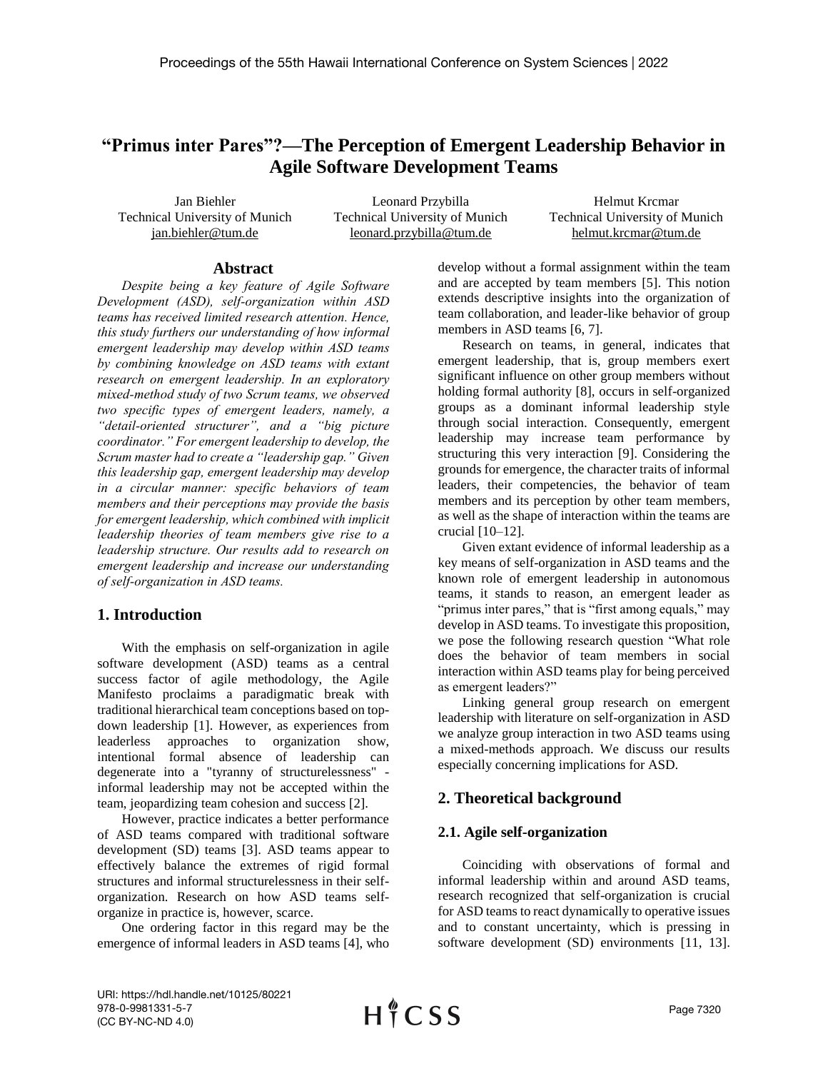# "Primus inter Pares"?—The Perception of Emergent Leadership Behavior in Agile Software Development Teams

Jan Biehler
Technical University of Munich
jan.biehler@tum.de

Leonard Przybilla
Technical University of Munich
leonard.przybilla@tum.de

Helmut Krcmar
Technical University of Munich
helmut.krcmar@tum.de

## Abstract

*Despite being a key feature of Agile Software Development (ASD), self-organization within ASD teams has received limited research attention. Hence, this study furthers our understanding of how informal emergent leadership may develop within ASD teams by combining knowledge on ASD teams with extant research on emergent leadership. In an exploratory mixed-method study of two Scrum teams, we observed two specific types of emergent leaders, namely, a "detail-oriented structurer", and a "big picture coordinator." For emergent leadership to develop, the Scrum master had to create a "leadership gap." Given this leadership gap, emergent leadership may develop in a circular manner: specific behaviors of team members and their perceptions may provide the basis for emergent leadership, which combined with implicit leadership theories of team members give rise to a leadership structure. Our results add to research on emergent leadership and increase our understanding of self-organization in ASD teams.*

## 1. Introduction

With the emphasis on self-organization in agile software development (ASD) teams as a central success factor of agile methodology, the Agile Manifesto proclaims a paradigmatic break with traditional hierarchical team conceptions based on top-down leadership [1]. However, as experiences from leaderless approaches to organization show, intentional formal absence of leadership can degenerate into a "tyranny of structurelessness" - informal leadership may not be accepted within the team, jeopardizing team cohesion and success [2].

However, practice indicates a better performance of ASD teams compared with traditional software development (SD) teams [3]. ASD teams appear to effectively balance the extremes of rigid formal structures and informal structurelessness in their self-organization. Research on how ASD teams self-organize in practice is, however, scarce.

One ordering factor in this regard may be the emergence of informal leaders in ASD teams [4], who develop without a formal assignment within the team and are accepted by team members [5]. This notion extends descriptive insights into the organization of team collaboration, and leader-like behavior of group members in ASD teams [6, 7].

Research on teams, in general, indicates that emergent leadership, that is, group members exert significant influence on other group members without holding formal authority [8], occurs in self-organized groups as a dominant informal leadership style through social interaction. Consequently, emergent leadership may increase team performance by structuring this very interaction [9]. Considering the grounds for emergence, the character traits of informal leaders, their competencies, the behavior of team members and its perception by other team members, as well as the shape of interaction within the teams are crucial [10–12].

Given extant evidence of informal leadership as a key means of self-organization in ASD teams and the known role of emergent leadership in autonomous teams, it stands to reason, an emergent leader as "primus inter pares," that is "first among equals," may develop in ASD teams. To investigate this proposition, we pose the following research question "What role does the behavior of team members in social interaction within ASD teams play for being perceived as emergent leaders?"

Linking general group research on emergent leadership with literature on self-organization in ASD we analyze group interaction in two ASD teams using a mixed-methods approach. We discuss our results especially concerning implications for ASD.

## 2. Theoretical background

### 2.1. Agile self-organization

Coinciding with observations of formal and informal leadership within and around ASD teams, research recognized that self-organization is crucial for ASD teams to react dynamically to operative issues and to constant uncertainty, which is pressing in software development (SD) environments [11, 13].

URI: https://hdl.handle.net/10125/80221
978-0-9981331-5-7
(CC BY-NC-ND 4.0)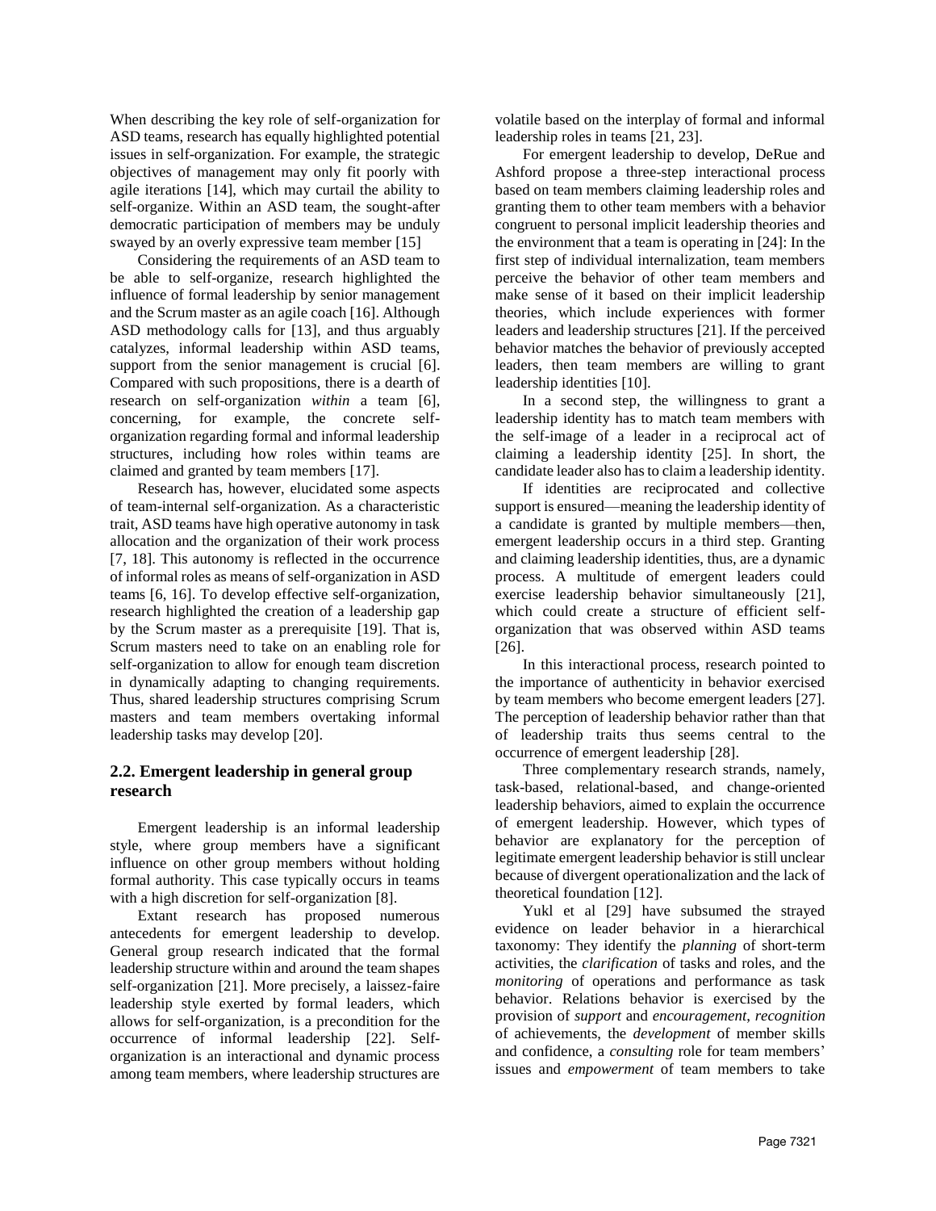When describing the key role of self-organization for ASD teams, research has equally highlighted potential issues in self-organization. For example, the strategic objectives of management may only fit poorly with agile iterations [14], which may curtail the ability to self-organize. Within an ASD team, the sought-after democratic participation of members may be unduly swayed by an overly expressive team member [15]

Considering the requirements of an ASD team to be able to self-organize, research highlighted the influence of formal leadership by senior management and the Scrum master as an agile coach [16]. Although ASD methodology calls for [13], and thus arguably catalyzes, informal leadership within ASD teams, support from the senior management is crucial [6]. Compared with such propositions, there is a dearth of research on self-organization *within* a team [6], concerning, for example, the concrete self-organization regarding formal and informal leadership structures, including how roles within teams are claimed and granted by team members [17].

Research has, however, elucidated some aspects of team-internal self-organization. As a characteristic trait, ASD teams have high operative autonomy in task allocation and the organization of their work process [7, 18]. This autonomy is reflected in the occurrence of informal roles as means of self-organization in ASD teams [6, 16]. To develop effective self-organization, research highlighted the creation of a leadership gap by the Scrum master as a prerequisite [19]. That is, Scrum masters need to take on an enabling role for self-organization to allow for enough team discretion in dynamically adapting to changing requirements. Thus, shared leadership structures comprising Scrum masters and team members overtaking informal leadership tasks may develop [20].

## 2.2. Emergent leadership in general group research

Emergent leadership is an informal leadership style, where group members have a significant influence on other group members without holding formal authority. This case typically occurs in teams with a high discretion for self-organization [8].

Extant research has proposed numerous antecedents for emergent leadership to develop. General group research indicated that the formal leadership structure within and around the team shapes self-organization [21]. More precisely, a laissez-faire leadership style exerted by formal leaders, which allows for self-organization, is a precondition for the occurrence of informal leadership [22]. Self-organization is an interactional and dynamic process among team members, where leadership structures are volatile based on the interplay of formal and informal leadership roles in teams [21, 23].

For emergent leadership to develop, DeRue and Ashford propose a three-step interactional process based on team members claiming leadership roles and granting them to other team members with a behavior congruent to personal implicit leadership theories and the environment that a team is operating in [24]: In the first step of individual internalization, team members perceive the behavior of other team members and make sense of it based on their implicit leadership theories, which include experiences with former leaders and leadership structures [21]. If the perceived behavior matches the behavior of previously accepted leaders, then team members are willing to grant leadership identities [10].

In a second step, the willingness to grant a leadership identity has to match team members with the self-image of a leader in a reciprocal act of claiming a leadership identity [25]. In short, the candidate leader also has to claim a leadership identity.

If identities are reciprocated and collective support is ensured—meaning the leadership identity of a candidate is granted by multiple members—then, emergent leadership occurs in a third step. Granting and claiming leadership identities, thus, are a dynamic process. A multitude of emergent leaders could exercise leadership behavior simultaneously [21], which could create a structure of efficient self-organization that was observed within ASD teams [26].

In this interactional process, research pointed to the importance of authenticity in behavior exercised by team members who become emergent leaders [27]. The perception of leadership behavior rather than that of leadership traits thus seems central to the occurrence of emergent leadership [28].

Three complementary research strands, namely, task-based, relational-based, and change-oriented leadership behaviors, aimed to explain the occurrence of emergent leadership. However, which types of behavior are explanatory for the perception of legitimate emergent leadership behavior is still unclear because of divergent operationalization and the lack of theoretical foundation [12].

Yukl et al [29] have subsumed the strayed evidence on leader behavior in a hierarchical taxonomy: They identify the *planning* of short-term activities, the *clarification* of tasks and roles, and the *monitoring* of operations and performance as task behavior. Relations behavior is exercised by the provision of *support* and *encouragement*, *recognition* of achievements, the *development* of member skills and confidence, a *consulting* role for team members' issues and *empowerment* of team members to take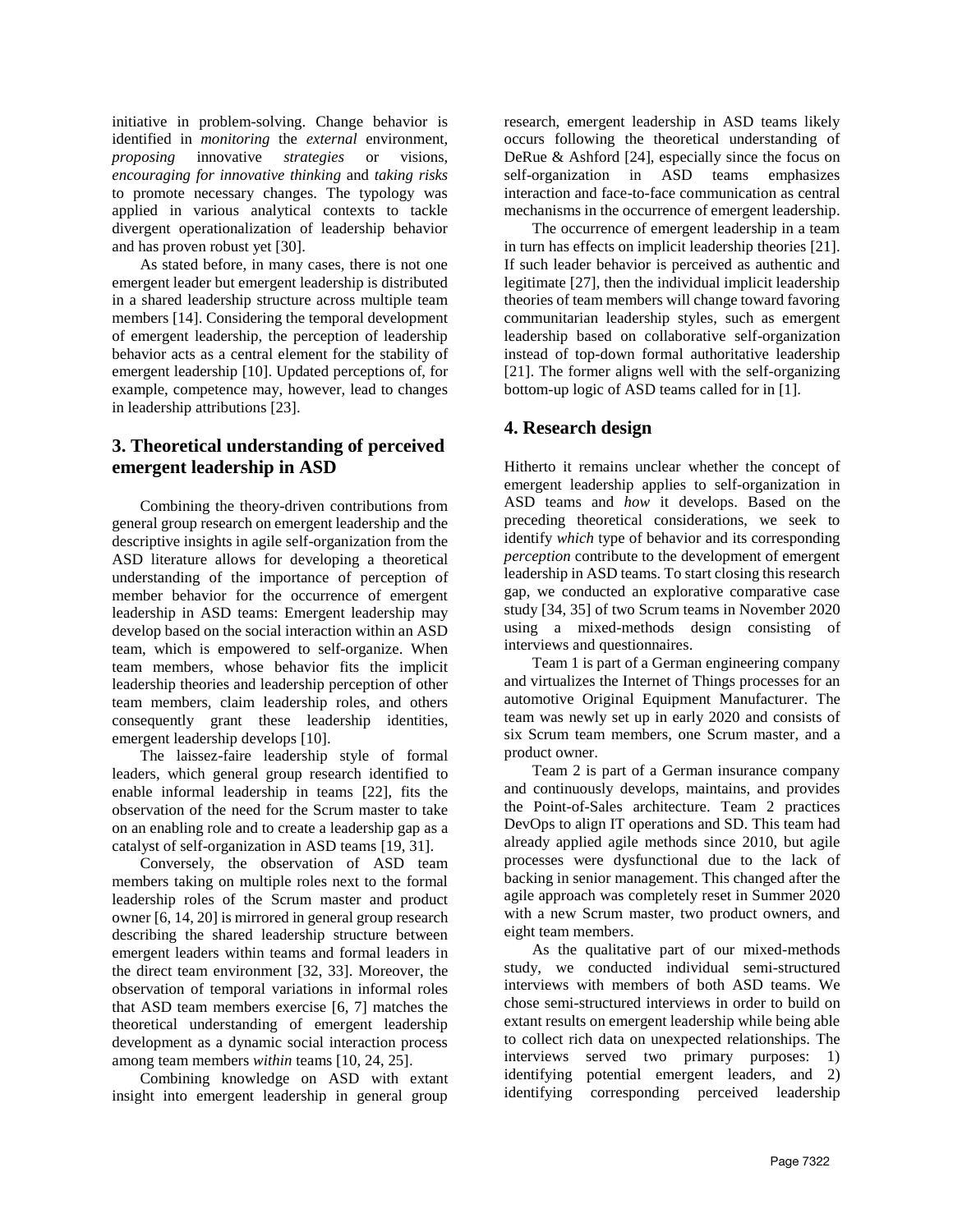initiative in problem-solving. Change behavior is identified in *monitoring* the *external* environment, *proposing* innovative *strategies* or visions, *encouraging for innovative thinking* and *taking risks* to promote necessary changes. The typology was applied in various analytical contexts to tackle divergent operationalization of leadership behavior and has proven robust yet [30].

As stated before, in many cases, there is not one emergent leader but emergent leadership is distributed in a shared leadership structure across multiple team members [14]. Considering the temporal development of emergent leadership, the perception of leadership behavior acts as a central element for the stability of emergent leadership [10]. Updated perceptions of, for example, competence may, however, lead to changes in leadership attributions [23].

## 3. Theoretical understanding of perceived emergent leadership in ASD

Combining the theory-driven contributions from general group research on emergent leadership and the descriptive insights in agile self-organization from the ASD literature allows for developing a theoretical understanding of the importance of perception of member behavior for the occurrence of emergent leadership in ASD teams: Emergent leadership may develop based on the social interaction within an ASD team, which is empowered to self-organize. When team members, whose behavior fits the implicit leadership theories and leadership perception of other team members, claim leadership roles, and others consequently grant these leadership identities, emergent leadership develops [10].

The laissez-faire leadership style of formal leaders, which general group research identified to enable informal leadership in teams [22], fits the observation of the need for the Scrum master to take on an enabling role and to create a leadership gap as a catalyst of self-organization in ASD teams [19, 31].

Conversely, the observation of ASD team members taking on multiple roles next to the formal leadership roles of the Scrum master and product owner [6, 14, 20] is mirrored in general group research describing the shared leadership structure between emergent leaders within teams and formal leaders in the direct team environment [32, 33]. Moreover, the observation of temporal variations in informal roles that ASD team members exercise [6, 7] matches the theoretical understanding of emergent leadership development as a dynamic social interaction process among team members *within* teams [10, 24, 25].

Combining knowledge on ASD with extant insight into emergent leadership in general group research, emergent leadership in ASD teams likely occurs following the theoretical understanding of DeRue & Ashford [24], especially since the focus on self-organization in ASD teams emphasizes interaction and face-to-face communication as central mechanisms in the occurrence of emergent leadership.

The occurrence of emergent leadership in a team in turn has effects on implicit leadership theories [21]. If such leader behavior is perceived as authentic and legitimate [27], then the individual implicit leadership theories of team members will change toward favoring communitarian leadership styles, such as emergent leadership based on collaborative self-organization instead of top-down formal authoritative leadership [21]. The former aligns well with the self-organizing bottom-up logic of ASD teams called for in [1].

## 4. Research design

Hitherto it remains unclear whether the concept of emergent leadership applies to self-organization in ASD teams and *how* it develops. Based on the preceding theoretical considerations, we seek to identify *which* type of behavior and its corresponding *perception* contribute to the development of emergent leadership in ASD teams. To start closing this research gap, we conducted an explorative comparative case study [34, 35] of two Scrum teams in November 2020 using a mixed-methods design consisting of interviews and questionnaires.

Team 1 is part of a German engineering company and virtualizes the Internet of Things processes for an automotive Original Equipment Manufacturer. The team was newly set up in early 2020 and consists of six Scrum team members, one Scrum master, and a product owner.

Team 2 is part of a German insurance company and continuously develops, maintains, and provides the Point-of-Sales architecture. Team 2 practices DevOps to align IT operations and SD. This team had already applied agile methods since 2010, but agile processes were dysfunctional due to the lack of backing in senior management. This changed after the agile approach was completely reset in Summer 2020 with a new Scrum master, two product owners, and eight team members.

As the qualitative part of our mixed-methods study, we conducted individual semi-structured interviews with members of both ASD teams. We chose semi-structured interviews in order to build on extant results on emergent leadership while being able to collect rich data on unexpected relationships. The interviews served two primary purposes: 1) identifying potential emergent leaders, and 2) identifying corresponding perceived leadership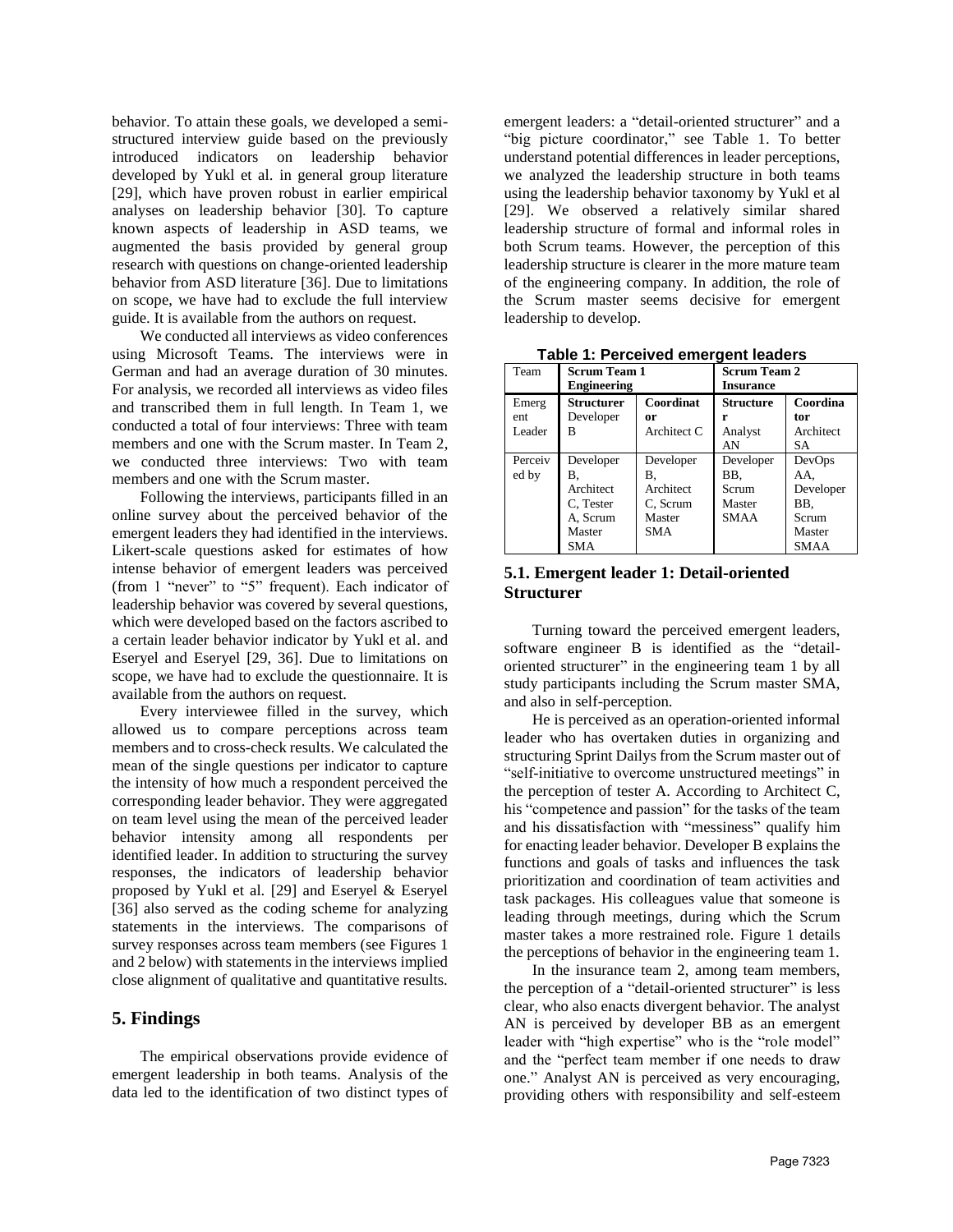behavior. To attain these goals, we developed a semi-structured interview guide based on the previously introduced indicators on leadership behavior developed by Yukl et al. in general group literature [29], which have proven robust in earlier empirical analyses on leadership behavior [30]. To capture known aspects of leadership in ASD teams, we augmented the basis provided by general group research with questions on change-oriented leadership behavior from ASD literature [36]. Due to limitations on scope, we have had to exclude the full interview guide. It is available from the authors on request.

We conducted all interviews as video conferences using Microsoft Teams. The interviews were in German and had an average duration of 30 minutes. For analysis, we recorded all interviews as video files and transcribed them in full length. In Team 1, we conducted a total of four interviews: Three with team members and one with the Scrum master. In Team 2, we conducted three interviews: Two with team members and one with the Scrum master.

Following the interviews, participants filled in an online survey about the perceived behavior of the emergent leaders they had identified in the interviews. Likert-scale questions asked for estimates of how intense behavior of emergent leaders was perceived (from 1 "never" to "5" frequent). Each indicator of leadership behavior was covered by several questions, which were developed based on the factors ascribed to a certain leader behavior indicator by Yukl et al. and Eseryel and Eseryel [29, 36]. Due to limitations on scope, we have had to exclude the questionnaire. It is available from the authors on request.

Every interviewee filled in the survey, which allowed us to compare perceptions across team members and to cross-check results. We calculated the mean of the single questions per indicator to capture the intensity of how much a respondent perceived the corresponding leader behavior. They were aggregated on team level using the mean of the perceived leader behavior intensity among all respondents per identified leader. In addition to structuring the survey responses, the indicators of leadership behavior proposed by Yukl et al. [29] and Eseryel & Eseryel [36] also served as the coding scheme for analyzing statements in the interviews. The comparisons of survey responses across team members (see Figures 1 and 2 below) with statements in the interviews implied close alignment of qualitative and quantitative results.

## 5. Findings

The empirical observations provide evidence of emergent leadership in both teams. Analysis of the data led to the identification of two distinct types of emergent leaders: a "detail-oriented structurer" and a "big picture coordinator," see Table 1. To better understand potential differences in leader perceptions, we analyzed the leadership structure in both teams using the leadership behavior taxonomy by Yukl et al [29]. We observed a relatively similar shared leadership structure of formal and informal roles in both Scrum teams. However, the perception of this leadership structure is clearer in the more mature team of the engineering company. In addition, the role of the Scrum master seems decisive for emergent leadership to develop.

**Table 1: Perceived emergent leaders**

| Team | **Scrum Team 1 Engineering** | | **Scrum Team 2 Insurance** | |
|---|---|---|---|---|
| Emergent Leader | **Structurer** Developer B | **Coordinator** Architect C | **Structurer** Analyst AN | **Coordinator** Architect SA |
| Perceived by | Developer B, Architect C, Tester A, Scrum Master SMA | Developer B, Architect C, Scrum Master SMA | Developer BB, Scrum Master SMAA | DevOps AA, Developer BB, Scrum Master SMAA |

### 5.1. Emergent leader 1: Detail-oriented Structurer

Turning toward the perceived emergent leaders, software engineer B is identified as the "detail-oriented structurer" in the engineering team 1 by all study participants including the Scrum master SMA, and also in self-perception.

He is perceived as an operation-oriented informal leader who has overtaken duties in organizing and structuring Sprint Dailys from the Scrum master out of "self-initiative to overcome unstructured meetings" in the perception of tester A. According to Architect C, his "competence and passion" for the tasks of the team and his dissatisfaction with "messiness" qualify him for enacting leader behavior. Developer B explains the functions and goals of tasks and influences the task prioritization and coordination of team activities and task packages. His colleagues value that someone is leading through meetings, during which the Scrum master takes a more restrained role. Figure 1 details the perceptions of behavior in the engineering team 1.

In the insurance team 2, among team members, the perception of a "detail-oriented structurer" is less clear, who also enacts divergent behavior. The analyst AN is perceived by developer BB as an emergent leader with "high expertise" who is the "role model" and the "perfect team member if one needs to draw one." Analyst AN is perceived as very encouraging, providing others with responsibility and self-esteem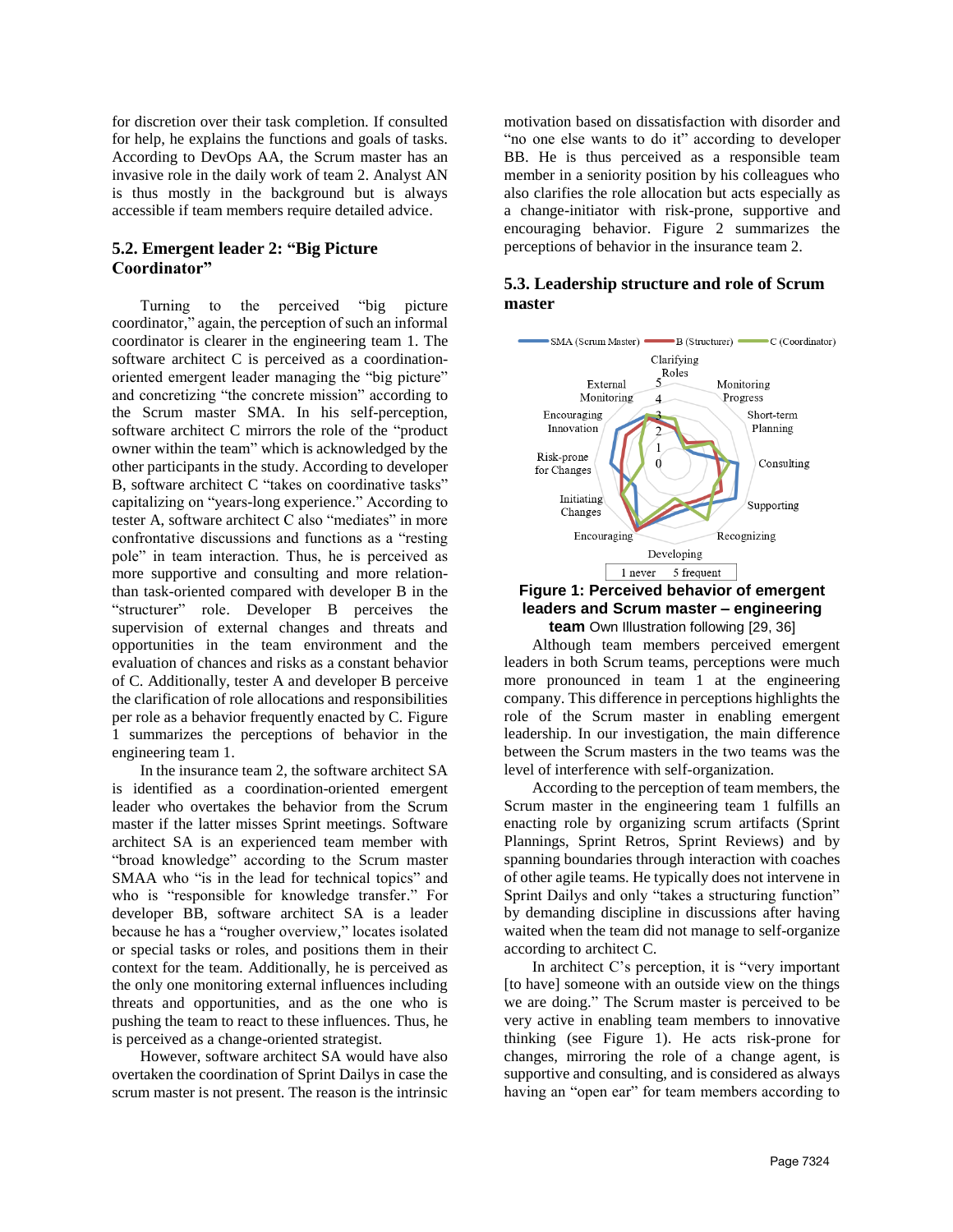for discretion over their task completion. If consulted for help, he explains the functions and goals of tasks. According to DevOps AA, the Scrum master has an invasive role in the daily work of team 2. Analyst AN is thus mostly in the background but is always accessible if team members require detailed advice.

### 5.2. Emergent leader 2: "Big Picture Coordinator"

Turning to the perceived "big picture coordinator," again, the perception of such an informal coordinator is clearer in the engineering team 1. The software architect C is perceived as a coordination-oriented emergent leader managing the "big picture" and concretizing "the concrete mission" according to the Scrum master SMA. In his self-perception, software architect C mirrors the role of the "product owner within the team" which is acknowledged by the other participants in the study. According to developer B, software architect C "takes on coordinative tasks" capitalizing on "years-long experience." According to tester A, software architect C also "mediates" in more confrontative discussions and functions as a "resting pole" in team interaction. Thus, he is perceived as more supportive and consulting and more relation-than task-oriented compared with developer B in the "structurer" role. Developer B perceives the supervision of external changes and threats and opportunities in the team environment and the evaluation of chances and risks as a constant behavior of C. Additionally, tester A and developer B perceive the clarification of role allocations and responsibilities per role as a behavior frequently enacted by C. Figure 1 summarizes the perceptions of behavior in the engineering team 1.

In the insurance team 2, the software architect SA is identified as a coordination-oriented emergent leader who overtakes the behavior from the Scrum master if the latter misses Sprint meetings. Software architect SA is an experienced team member with "broad knowledge" according to the Scrum master SMAA who "is in the lead for technical topics" and who is "responsible for knowledge transfer." For developer BB, software architect SA is a leader because he has a "rougher overview," locates isolated or special tasks or roles, and positions them in their context for the team. Additionally, he is perceived as the only one monitoring external influences including threats and opportunities, and as the one who is pushing the team to react to these influences. Thus, he is perceived as a change-oriented strategist.

However, software architect SA would have also overtaken the coordination of Sprint Dailys in case the scrum master is not present. The reason is the intrinsic motivation based on dissatisfaction with disorder and "no one else wants to do it" according to developer BB. He is thus perceived as a responsible team member in a seniority position by his colleagues who also clarifies the role allocation but acts especially as a change-initiator with risk-prone, supportive and encouraging behavior. Figure 2 summarizes the perceptions of behavior in the insurance team 2.

### 5.3. Leadership structure and role of Scrum master

**Figure 1: Perceived behavior of emergent leaders and Scrum master – engineering team** Own Illustration following [29, 36]

Although team members perceived emergent leaders in both Scrum teams, perceptions were much more pronounced in team 1 at the engineering company. This difference in perceptions highlights the role of the Scrum master in enabling emergent leadership. In our investigation, the main difference between the Scrum masters in the two teams was the level of interference with self-organization.

According to the perception of team members, the Scrum master in the engineering team 1 fulfills an enacting role by organizing scrum artifacts (Sprint Plannings, Sprint Retros, Sprint Reviews) and by spanning boundaries through interaction with coaches of other agile teams. He typically does not intervene in Sprint Dailys and only "takes a structuring function" by demanding discipline in discussions after having waited when the team did not manage to self-organize according to architect C.

In architect C's perception, it is "very important [to have] someone with an outside view on the things we are doing." The Scrum master is perceived to be very active in enabling team members to innovative thinking (see Figure 1). He acts risk-prone for changes, mirroring the role of a change agent, is supportive and consulting, and is considered as always having an "open ear" for team members according to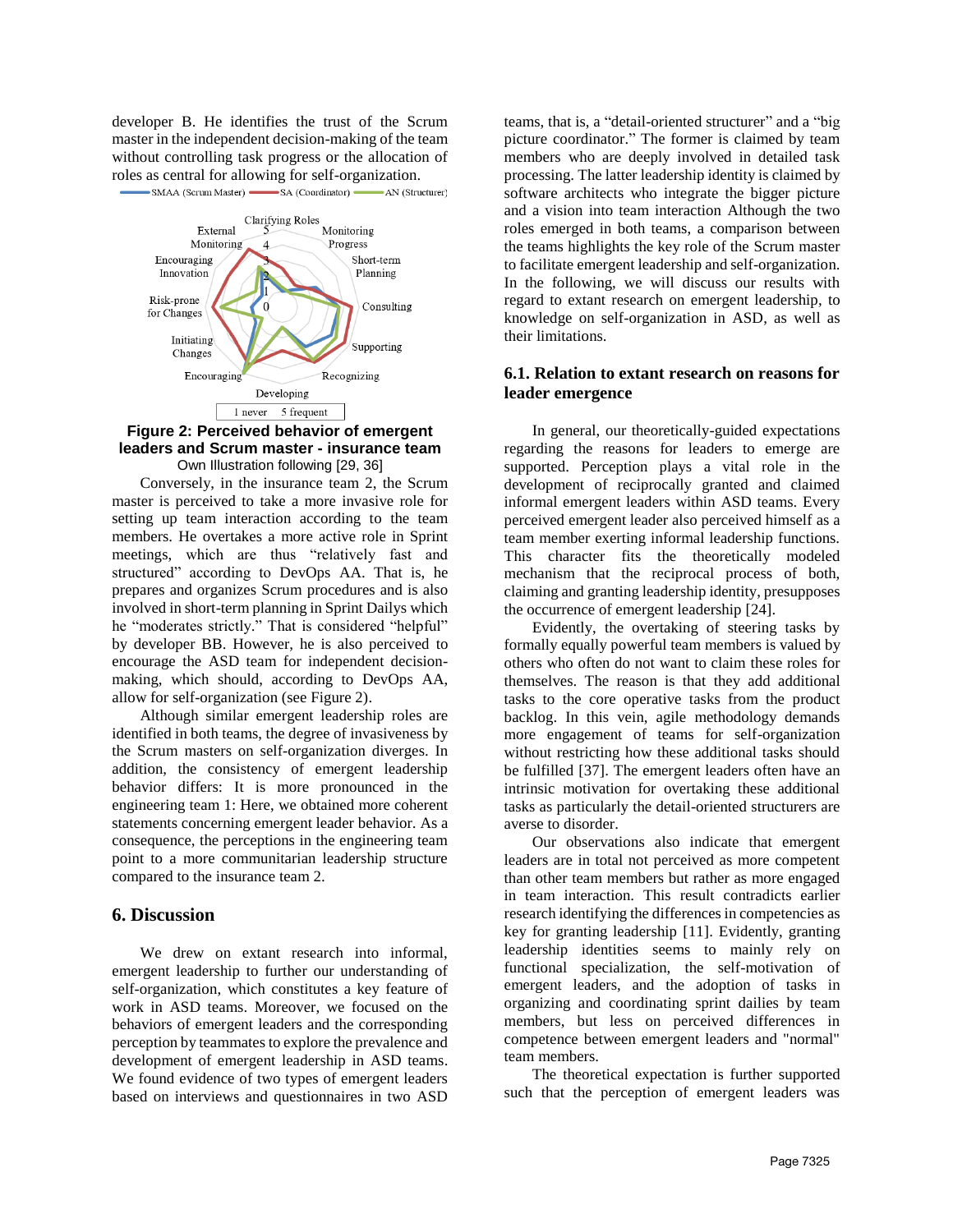developer B. He identifies the trust of the Scrum master in the independent decision-making of the team without controlling task progress or the allocation of roles as central for allowing for self-organization.

**Figure 2: Perceived behavior of emergent leaders and Scrum master - insurance team**
Own Illustration following [29, 36]

Conversely, in the insurance team 2, the Scrum master is perceived to take a more invasive role for setting up team interaction according to the team members. He overtakes a more active role in Sprint meetings, which are thus “relatively fast and structured” according to DevOps AA. That is, he prepares and organizes Scrum procedures and is also involved in short-term planning in Sprint Dailys which he “moderates strictly.” That is considered “helpful” by developer BB. However, he is also perceived to encourage the ASD team for independent decision-making, which should, according to DevOps AA, allow for self-organization (see Figure 2).

Although similar emergent leadership roles are identified in both teams, the degree of invasiveness by the Scrum masters on self-organization diverges. In addition, the consistency of emergent leadership behavior differs: It is more pronounced in the engineering team 1: Here, we obtained more coherent statements concerning emergent leader behavior. As a consequence, the perceptions in the engineering team point to a more communitarian leadership structure compared to the insurance team 2.

## 6. Discussion

We drew on extant research into informal, emergent leadership to further our understanding of self-organization, which constitutes a key feature of work in ASD teams. Moreover, we focused on the behaviors of emergent leaders and the corresponding perception by teammates to explore the prevalence and development of emergent leadership in ASD teams. We found evidence of two types of emergent leaders based on interviews and questionnaires in two ASD teams, that is, a “detail-oriented structurer” and a “big picture coordinator.” The former is claimed by team members who are deeply involved in detailed task processing. The latter leadership identity is claimed by software architects who integrate the bigger picture and a vision into team interaction Although the two roles emerged in both teams, a comparison between the teams highlights the key role of the Scrum master to facilitate emergent leadership and self-organization. In the following, we will discuss our results with regard to extant research on emergent leadership, to knowledge on self-organization in ASD, as well as their limitations.

### 6.1. Relation to extant research on reasons for leader emergence

In general, our theoretically-guided expectations regarding the reasons for leaders to emerge are supported. Perception plays a vital role in the development of reciprocally granted and claimed informal emergent leaders within ASD teams. Every perceived emergent leader also perceived himself as a team member exerting informal leadership functions. This character fits the theoretically modeled mechanism that the reciprocal process of both, claiming and granting leadership identity, presupposes the occurrence of emergent leadership [24].

Evidently, the overtaking of steering tasks by formally equally powerful team members is valued by others who often do not want to claim these roles for themselves. The reason is that they add additional tasks to the core operative tasks from the product backlog. In this vein, agile methodology demands more engagement of teams for self-organization without restricting how these additional tasks should be fulfilled [37]. The emergent leaders often have an intrinsic motivation for overtaking these additional tasks as particularly the detail-oriented structurers are averse to disorder.

Our observations also indicate that emergent leaders are in total not perceived as more competent than other team members but rather as more engaged in team interaction. This result contradicts earlier research identifying the differences in competencies as key for granting leadership [11]. Evidently, granting leadership identities seems to mainly rely on functional specialization, the self-motivation of emergent leaders, and the adoption of tasks in organizing and coordinating sprint dailies by team members, but less on perceived differences in competence between emergent leaders and "normal" team members.

The theoretical expectation is further supported such that the perception of emergent leaders was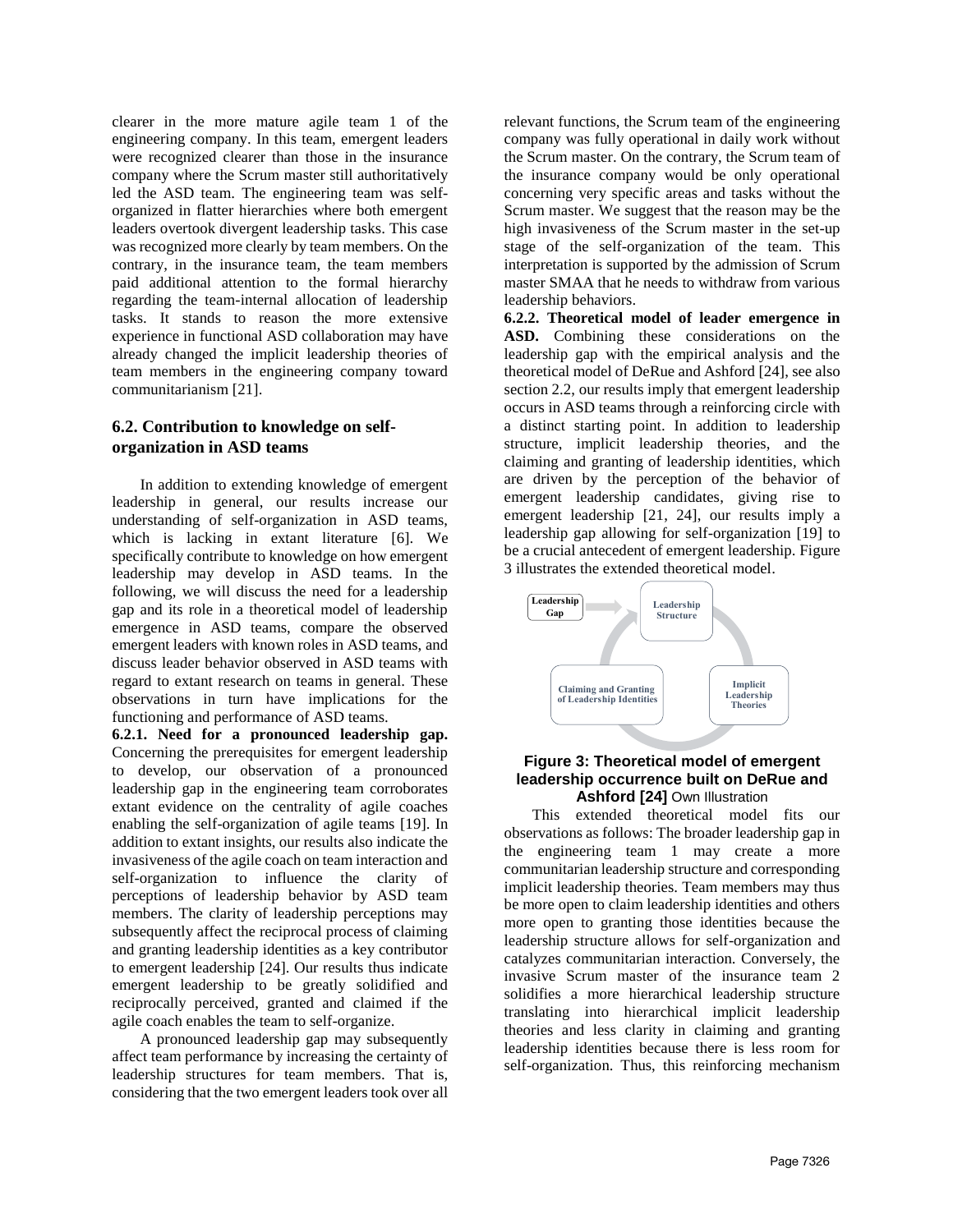clearer in the more mature agile team 1 of the engineering company. In this team, emergent leaders were recognized clearer than those in the insurance company where the Scrum master still authoritatively led the ASD team. The engineering team was self-organized in flatter hierarchies where both emergent leaders overtook divergent leadership tasks. This case was recognized more clearly by team members. On the contrary, in the insurance team, the team members paid additional attention to the formal hierarchy regarding the team-internal allocation of leadership tasks. It stands to reason the more extensive experience in functional ASD collaboration may have already changed the implicit leadership theories of team members in the engineering company toward communitarianism [21].

## 6.2. Contribution to knowledge on self-organization in ASD teams

In addition to extending knowledge of emergent leadership in general, our results increase our understanding of self-organization in ASD teams, which is lacking in extant literature [6]. We specifically contribute to knowledge on how emergent leadership may develop in ASD teams. In the following, we will discuss the need for a leadership gap and its role in a theoretical model of leadership emergence in ASD teams, compare the observed emergent leaders with known roles in ASD teams, and discuss leader behavior observed in ASD teams with regard to extant research on teams in general. These observations in turn have implications for the functioning and performance of ASD teams.

**6.2.1. Need for a pronounced leadership gap.** Concerning the prerequisites for emergent leadership to develop, our observation of a pronounced leadership gap in the engineering team corroborates extant evidence on the centrality of agile coaches enabling the self-organization of agile teams [19]. In addition to extant insights, our results also indicate the invasiveness of the agile coach on team interaction and self-organization to influence the clarity of perceptions of leadership behavior by ASD team members. The clarity of leadership perceptions may subsequently affect the reciprocal process of claiming and granting leadership identities as a key contributor to emergent leadership [24]. Our results thus indicate emergent leadership to be greatly solidified and reciprocally perceived, granted and claimed if the agile coach enables the team to self-organize.

A pronounced leadership gap may subsequently affect team performance by increasing the certainty of leadership structures for team members. That is, considering that the two emergent leaders took over all relevant functions, the Scrum team of the engineering company was fully operational in daily work without the Scrum master. On the contrary, the Scrum team of the insurance company would be only operational concerning very specific areas and tasks without the Scrum master. We suggest that the reason may be the high invasiveness of the Scrum master in the set-up stage of the self-organization of the team. This interpretation is supported by the admission of Scrum master SMAA that he needs to withdraw from various leadership behaviors.

**6.2.2. Theoretical model of leader emergence in ASD.** Combining these considerations on the leadership gap with the empirical analysis and the theoretical model of DeRue and Ashford [24], see also section 2.2, our results imply that emergent leadership occurs in ASD teams through a reinforcing circle with a distinct starting point. In addition to leadership structure, implicit leadership theories, and the claiming and granting of leadership identities, which are driven by the perception of the behavior of emergent leadership candidates, giving rise to emergent leadership [21, 24], our results imply a leadership gap allowing for self-organization [19] to be a crucial antecedent of emergent leadership. Figure 3 illustrates the extended theoretical model.

Leadership Gap → Leadership Structure → Implicit Leadership Theories → Claiming and Granting of Leadership Identities → Leadership Structure

**Figure 3: Theoretical model of emergent leadership occurrence built on DeRue and Ashford [24]** Own Illustration

This extended theoretical model fits our observations as follows: The broader leadership gap in the engineering team 1 may create a more communitarian leadership structure and corresponding implicit leadership theories. Team members may thus be more open to claim leadership identities and others more open to granting those identities because the leadership structure allows for self-organization and catalyzes communitarian interaction. Conversely, the invasive Scrum master of the insurance team 2 solidifies a more hierarchical leadership structure translating into hierarchical implicit leadership theories and less clarity in claiming and granting leadership identities because there is less room for self-organization. Thus, this reinforcing mechanism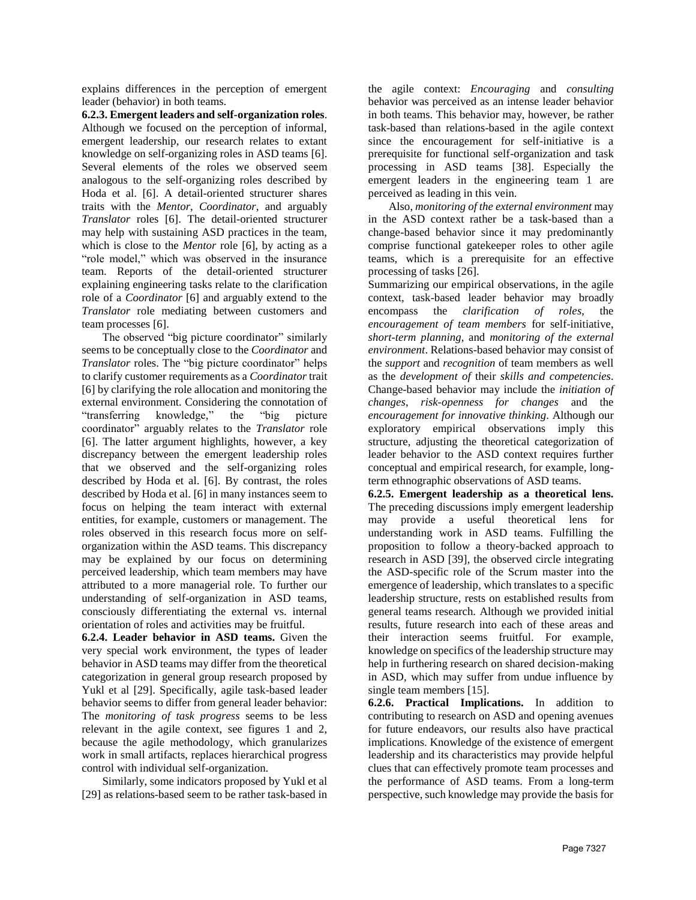explains differences in the perception of emergent leader (behavior) in both teams.

**6.2.3. Emergent leaders and self-organization roles**. Although we focused on the perception of informal, emergent leadership, our research relates to extant knowledge on self-organizing roles in ASD teams [6]. Several elements of the roles we observed seem analogous to the self-organizing roles described by Hoda et al. [6]. A detail-oriented structurer shares traits with the *Mentor*, *Coordinator*, and arguably *Translator* roles [6]. The detail-oriented structurer may help with sustaining ASD practices in the team, which is close to the *Mentor* role [6], by acting as a "role model," which was observed in the insurance team. Reports of the detail-oriented structurer explaining engineering tasks relate to the clarification role of a *Coordinator* [6] and arguably extend to the *Translator* role mediating between customers and team processes [6].

The observed "big picture coordinator" similarly seems to be conceptually close to the *Coordinator* and *Translator* roles. The "big picture coordinator" helps to clarify customer requirements as a *Coordinator* trait [6] by clarifying the role allocation and monitoring the external environment. Considering the connotation of "transferring knowledge," the "big picture coordinator" arguably relates to the *Translator* role [6]. The latter argument highlights, however, a key discrepancy between the emergent leadership roles that we observed and the self-organizing roles described by Hoda et al. [6]. By contrast, the roles described by Hoda et al. [6] in many instances seem to focus on helping the team interact with external entities, for example, customers or management. The roles observed in this research focus more on self-organization within the ASD teams. This discrepancy may be explained by our focus on determining perceived leadership, which team members may have attributed to a more managerial role. To further our understanding of self-organization in ASD teams, consciously differentiating the external vs. internal orientation of roles and activities may be fruitful.

**6.2.4. Leader behavior in ASD teams.** Given the very special work environment, the types of leader behavior in ASD teams may differ from the theoretical categorization in general group research proposed by Yukl et al [29]. Specifically, agile task-based leader behavior seems to differ from general leader behavior: The *monitoring of task progress* seems to be less relevant in the agile context, see figures 1 and 2, because the agile methodology, which granularizes work in small artifacts, replaces hierarchical progress control with individual self-organization.

Similarly, some indicators proposed by Yukl et al [29] as relations-based seem to be rather task-based in the agile context: *Encouraging* and *consulting* behavior was perceived as an intense leader behavior in both teams. This behavior may, however, be rather task-based than relations-based in the agile context since the encouragement for self-initiative is a prerequisite for functional self-organization and task processing in ASD teams [38]. Especially the emergent leaders in the engineering team 1 are perceived as leading in this vein.

Also, *monitoring of the external environment* may in the ASD context rather be a task-based than a change-based behavior since it may predominantly comprise functional gatekeeper roles to other agile teams, which is a prerequisite for an effective processing of tasks [26].

Summarizing our empirical observations, in the agile context, task-based leader behavior may broadly encompass the *clarification of roles*, the *encouragement of team members* for self-initiative, *short-term planning*, and *monitoring of the external environment*. Relations-based behavior may consist of the *support* and *recognition* of team members as well as the *development of* their *skills and competencies*. Change-based behavior may include the *initiation of changes*, *risk-openness for changes* and the *encouragement for innovative thinking*. Although our exploratory empirical observations imply this structure, adjusting the theoretical categorization of leader behavior to the ASD context requires further conceptual and empirical research, for example, long-term ethnographic observations of ASD teams.

**6.2.5. Emergent leadership as a theoretical lens.** The preceding discussions imply emergent leadership may provide a useful theoretical lens for understanding work in ASD teams. Fulfilling the proposition to follow a theory-backed approach to research in ASD [39], the observed circle integrating the ASD-specific role of the Scrum master into the emergence of leadership, which translates to a specific leadership structure, rests on established results from general teams research. Although we provided initial results, future research into each of these areas and their interaction seems fruitful. For example, knowledge on specifics of the leadership structure may help in furthering research on shared decision-making in ASD, which may suffer from undue influence by single team members [15].

**6.2.6. Practical Implications.** In addition to contributing to research on ASD and opening avenues for future endeavors, our results also have practical implications. Knowledge of the existence of emergent leadership and its characteristics may provide helpful clues that can effectively promote team processes and the performance of ASD teams. From a long-term perspective, such knowledge may provide the basis for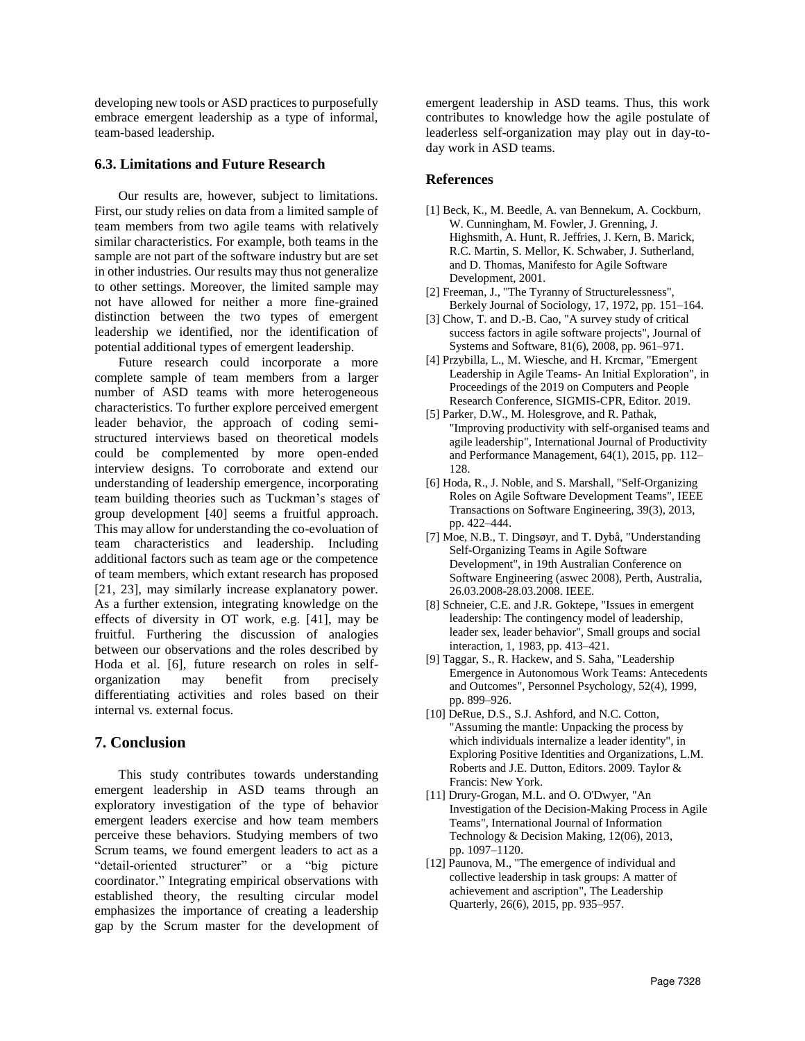developing new tools or ASD practices to purposefully embrace emergent leadership as a type of informal, team-based leadership.

### 6.3. Limitations and Future Research

Our results are, however, subject to limitations. First, our study relies on data from a limited sample of team members from two agile teams with relatively similar characteristics. For example, both teams in the sample are not part of the software industry but are set in other industries. Our results may thus not generalize to other settings. Moreover, the limited sample may not have allowed for neither a more fine-grained distinction between the two types of emergent leadership we identified, nor the identification of potential additional types of emergent leadership.

Future research could incorporate a more complete sample of team members from a larger number of ASD teams with more heterogeneous characteristics. To further explore perceived emergent leader behavior, the approach of coding semi-structured interviews based on theoretical models could be complemented by more open-ended interview designs. To corroborate and extend our understanding of leadership emergence, incorporating team building theories such as Tuckman's stages of group development [40] seems a fruitful approach. This may allow for understanding the co-evoluation of team characteristics and leadership. Including additional factors such as team age or the competence of team members, which extant research has proposed [21, 23], may similarly increase explanatory power. As a further extension, integrating knowledge on the effects of diversity in OT work, e.g. [41], may be fruitful. Furthering the discussion of analogies between our observations and the roles described by Hoda et al. [6], future research on roles in self-organization may benefit from precisely differentiating activities and roles based on their internal vs. external focus.

## 7. Conclusion

This study contributes towards understanding emergent leadership in ASD teams through an exploratory investigation of the type of behavior emergent leaders exercise and how team members perceive these behaviors. Studying members of two Scrum teams, we found emergent leaders to act as a "detail-oriented structurer" or a "big picture coordinator." Integrating empirical observations with established theory, the resulting circular model emphasizes the importance of creating a leadership gap by the Scrum master for the development of emergent leadership in ASD teams. Thus, this work contributes to knowledge how the agile postulate of leaderless self-organization may play out in day-to-day work in ASD teams.

## References

[1] Beck, K., M. Beedle, A. van Bennekum, A. Cockburn, W. Cunningham, M. Fowler, J. Grenning, J. Highsmith, A. Hunt, R. Jeffries, J. Kern, B. Marick, R.C. Martin, S. Mellor, K. Schwaber, J. Sutherland, and D. Thomas, Manifesto for Agile Software Development, 2001.

[2] Freeman, J., "The Tyranny of Structurelessness", Berkely Journal of Sociology, 17, 1972, pp. 151–164.

[3] Chow, T. and D.-B. Cao, "A survey study of critical success factors in agile software projects", Journal of Systems and Software, 81(6), 2008, pp. 961–971.

[4] Przybilla, L., M. Wiesche, and H. Krcmar, "Emergent Leadership in Agile Teams- An Initial Exploration", in Proceedings of the 2019 on Computers and People Research Conference, SIGMIS-CPR, Editor. 2019.

[5] Parker, D.W., M. Holesgrove, and R. Pathak, "Improving productivity with self-organised teams and agile leadership", International Journal of Productivity and Performance Management, 64(1), 2015, pp. 112–128.

[6] Hoda, R., J. Noble, and S. Marshall, "Self-Organizing Roles on Agile Software Development Teams", IEEE Transactions on Software Engineering, 39(3), 2013, pp. 422–444.

[7] Moe, N.B., T. Dingsøyr, and T. Dybå, "Understanding Self-Organizing Teams in Agile Software Development", in 19th Australian Conference on Software Engineering (aswec 2008), Perth, Australia, 26.03.2008-28.03.2008. IEEE.

[8] Schneier, C.E. and J.R. Goktepe, "Issues in emergent leadership: The contingency model of leadership, leader sex, leader behavior", Small groups and social interaction, 1, 1983, pp. 413–421.

[9] Taggar, S., R. Hackew, and S. Saha, "Leadership Emergence in Autonomous Work Teams: Antecedents and Outcomes", Personnel Psychology, 52(4), 1999, pp. 899–926.

[10] DeRue, D.S., S.J. Ashford, and N.C. Cotton, "Assuming the mantle: Unpacking the process by which individuals internalize a leader identity", in Exploring Positive Identities and Organizations, L.M. Roberts and J.E. Dutton, Editors. 2009. Taylor & Francis: New York.

[11] Drury-Grogan, M.L. and O. O'Dwyer, "An Investigation of the Decision-Making Process in Agile Teams", International Journal of Information Technology & Decision Making, 12(06), 2013, pp. 1097–1120.

[12] Paunova, M., "The emergence of individual and collective leadership in task groups: A matter of achievement and ascription", The Leadership Quarterly, 26(6), 2015, pp. 935–957.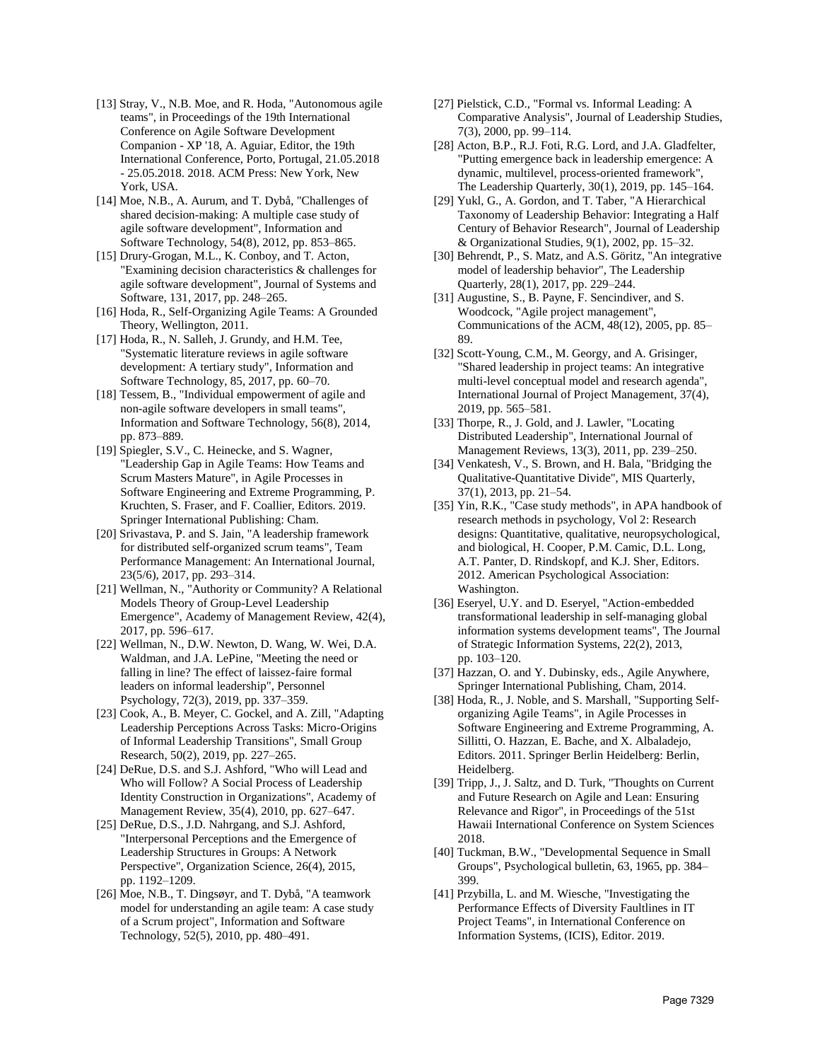[13] Stray, V., N.B. Moe, and R. Hoda, "Autonomous agile teams", in Proceedings of the 19th International Conference on Agile Software Development Companion - XP '18, A. Aguiar, Editor, the 19th International Conference, Porto, Portugal, 21.05.2018 - 25.05.2018. 2018. ACM Press: New York, New York, USA.

[14] Moe, N.B., A. Aurum, and T. Dybå, "Challenges of shared decision-making: A multiple case study of agile software development", Information and Software Technology, 54(8), 2012, pp. 853–865.

[15] Drury-Grogan, M.L., K. Conboy, and T. Acton, "Examining decision characteristics & challenges for agile software development", Journal of Systems and Software, 131, 2017, pp. 248–265.

[16] Hoda, R., Self-Organizing Agile Teams: A Grounded Theory, Wellington, 2011.

[17] Hoda, R., N. Salleh, J. Grundy, and H.M. Tee, "Systematic literature reviews in agile software development: A tertiary study", Information and Software Technology, 85, 2017, pp. 60–70.

[18] Tessem, B., "Individual empowerment of agile and non-agile software developers in small teams", Information and Software Technology, 56(8), 2014, pp. 873–889.

[19] Spiegler, S.V., C. Heinecke, and S. Wagner, "Leadership Gap in Agile Teams: How Teams and Scrum Masters Mature", in Agile Processes in Software Engineering and Extreme Programming, P. Kruchten, S. Fraser, and F. Coallier, Editors. 2019. Springer International Publishing: Cham.

[20] Srivastava, P. and S. Jain, "A leadership framework for distributed self-organized scrum teams", Team Performance Management: An International Journal, 23(5/6), 2017, pp. 293–314.

[21] Wellman, N., "Authority or Community? A Relational Models Theory of Group-Level Leadership Emergence", Academy of Management Review, 42(4), 2017, pp. 596–617.

[22] Wellman, N., D.W. Newton, D. Wang, W. Wei, D.A. Waldman, and J.A. LePine, "Meeting the need or falling in line? The effect of laissez-faire formal leaders on informal leadership", Personnel Psychology, 72(3), 2019, pp. 337–359.

[23] Cook, A., B. Meyer, C. Gockel, and A. Zill, "Adapting Leadership Perceptions Across Tasks: Micro-Origins of Informal Leadership Transitions", Small Group Research, 50(2), 2019, pp. 227–265.

[24] DeRue, D.S. and S.J. Ashford, "Who will Lead and Who will Follow? A Social Process of Leadership Identity Construction in Organizations", Academy of Management Review, 35(4), 2010, pp. 627–647.

[25] DeRue, D.S., J.D. Nahrgang, and S.J. Ashford, "Interpersonal Perceptions and the Emergence of Leadership Structures in Groups: A Network Perspective", Organization Science, 26(4), 2015, pp. 1192–1209.

[26] Moe, N.B., T. Dingsøyr, and T. Dybå, "A teamwork model for understanding an agile team: A case study of a Scrum project", Information and Software Technology, 52(5), 2010, pp. 480–491.

[27] Pielstick, C.D., "Formal vs. Informal Leading: A Comparative Analysis", Journal of Leadership Studies, 7(3), 2000, pp. 99–114.

[28] Acton, B.P., R.J. Foti, R.G. Lord, and J.A. Gladfelter, "Putting emergence back in leadership emergence: A dynamic, multilevel, process-oriented framework", The Leadership Quarterly, 30(1), 2019, pp. 145–164.

[29] Yukl, G., A. Gordon, and T. Taber, "A Hierarchical Taxonomy of Leadership Behavior: Integrating a Half Century of Behavior Research", Journal of Leadership & Organizational Studies, 9(1), 2002, pp. 15–32.

[30] Behrendt, P., S. Matz, and A.S. Göritz, "An integrative model of leadership behavior", The Leadership Quarterly, 28(1), 2017, pp. 229–244.

[31] Augustine, S., B. Payne, F. Sencindiver, and S. Woodcock, "Agile project management", Communications of the ACM, 48(12), 2005, pp. 85–89.

[32] Scott-Young, C.M., M. Georgy, and A. Grisinger, "Shared leadership in project teams: An integrative multi-level conceptual model and research agenda", International Journal of Project Management, 37(4), 2019, pp. 565–581.

[33] Thorpe, R., J. Gold, and J. Lawler, "Locating Distributed Leadership", International Journal of Management Reviews, 13(3), 2011, pp. 239–250.

[34] Venkatesh, V., S. Brown, and H. Bala, "Bridging the Qualitative-Quantitative Divide", MIS Quarterly, 37(1), 2013, pp. 21–54.

[35] Yin, R.K., "Case study methods", in APA handbook of research methods in psychology, Vol 2: Research designs: Quantitative, qualitative, neuropsychological, and biological, H. Cooper, P.M. Camic, D.L. Long, A.T. Panter, D. Rindskopf, and K.J. Sher, Editors. 2012. American Psychological Association: Washington.

[36] Eseryel, U.Y. and D. Eseryel, "Action-embedded transformational leadership in self-managing global information systems development teams", The Journal of Strategic Information Systems, 22(2), 2013, pp. 103–120.

[37] Hazzan, O. and Y. Dubinsky, eds., Agile Anywhere, Springer International Publishing, Cham, 2014.

[38] Hoda, R., J. Noble, and S. Marshall, "Supporting Self-organizing Agile Teams", in Agile Processes in Software Engineering and Extreme Programming, A. Sillitti, O. Hazzan, E. Bache, and X. Albaladejo, Editors. 2011. Springer Berlin Heidelberg: Berlin, Heidelberg.

[39] Tripp, J., J. Saltz, and D. Turk, "Thoughts on Current and Future Research on Agile and Lean: Ensuring Relevance and Rigor", in Proceedings of the 51st Hawaii International Conference on System Sciences 2018.

[40] Tuckman, B.W., "Developmental Sequence in Small Groups", Psychological bulletin, 63, 1965, pp. 384–399.

[41] Przybilla, L. and M. Wiesche, "Investigating the Performance Effects of Diversity Faultlines in IT Project Teams", in International Conference on Information Systems, (ICIS), Editor. 2019.